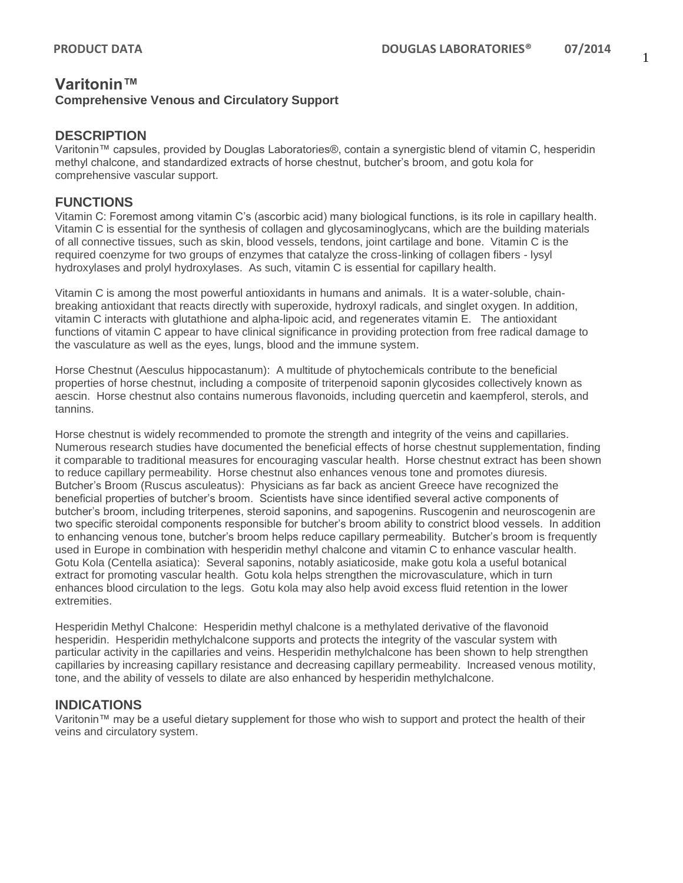# Varitonin™

**Comprehensive Venous and Circulatory Support**

## DESCRIPTION

Varitonin™ capsules, provided by Douglas Laboratories®, contain a synergistic blend of vitamin C, hesperidin methyl chalcone, and standardized extracts of horse chestnut, butcher's broom, and gotu kola for comprehensive vascular support.

## FUNCTIONS

Vitamin C: Foremost among vitamin C's (ascorbic acid) many biological functions, is its role in capillary health. Vitamin C is essential for the synthesis of collagen and glycosaminoglycans, which are the building materials of all connective tissues, such as skin, blood vessels, tendons, joint cartilage and bone. Vitamin C is the required coenzyme for two groups of enzymes that catalyze the cross-linking of collagen fibers - lysyl hydroxylases and prolyl hydroxylases. As such, vitamin C is essential for capillary health.

Vitamin C is among the most powerful antioxidants in humans and animals. It is a water-soluble, chain-breaking antioxidant that reacts directly with superoxide, hydroxyl radicals, and singlet oxygen. In addition, vitamin C interacts with glutathione and alpha-lipoic acid, and regenerates vitamin E. The antioxidant functions of vitamin C appear to have clinical significance in providing protection from free radical damage to the vasculature as well as the eyes, lungs, blood and the immune system.

Horse Chestnut (Aesculus hippocastanum): A multitude of phytochemicals contribute to the beneficial properties of horse chestnut, including a composite of triterpenoid saponin glycosides collectively known as aescin. Horse chestnut also contains numerous flavonoids, including quercetin and kaempferol, sterols, and tannins.

Horse chestnut is widely recommended to promote the strength and integrity of the veins and capillaries. Numerous research studies have documented the beneficial effects of horse chestnut supplementation, finding it comparable to traditional measures for encouraging vascular health. Horse chestnut extract has been shown to reduce capillary permeability. Horse chestnut also enhances venous tone and promotes diuresis.
Butcher's Broom (Ruscus asculeatus): Physicians as far back as ancient Greece have recognized the beneficial properties of butcher's broom. Scientists have since identified several active components of butcher's broom, including triterpenes, steroid saponins, and sapogenins. Ruscogenin and neuroscogenin are two specific steroidal components responsible for butcher's broom ability to constrict blood vessels. In addition to enhancing venous tone, butcher's broom helps reduce capillary permeability. Butcher's broom is frequently used in Europe in combination with hesperidin methyl chalcone and vitamin C to enhance vascular health.
Gotu Kola (Centella asiatica): Several saponins, notably asiaticoside, make gotu kola a useful botanical extract for promoting vascular health. Gotu kola helps strengthen the microvasculature, which in turn enhances blood circulation to the legs. Gotu kola may also help avoid excess fluid retention in the lower extremities.

Hesperidin Methyl Chalcone: Hesperidin methyl chalcone is a methylated derivative of the flavonoid hesperidin. Hesperidin methylchalcone supports and protects the integrity of the vascular system with particular activity in the capillaries and veins. Hesperidin methylchalcone has been shown to help strengthen capillaries by increasing capillary resistance and decreasing capillary permeability. Increased venous motility, tone, and the ability of vessels to dilate are also enhanced by hesperidin methylchalcone.

## INDICATIONS

Varitonin™ may be a useful dietary supplement for those who wish to support and protect the health of their veins and circulatory system.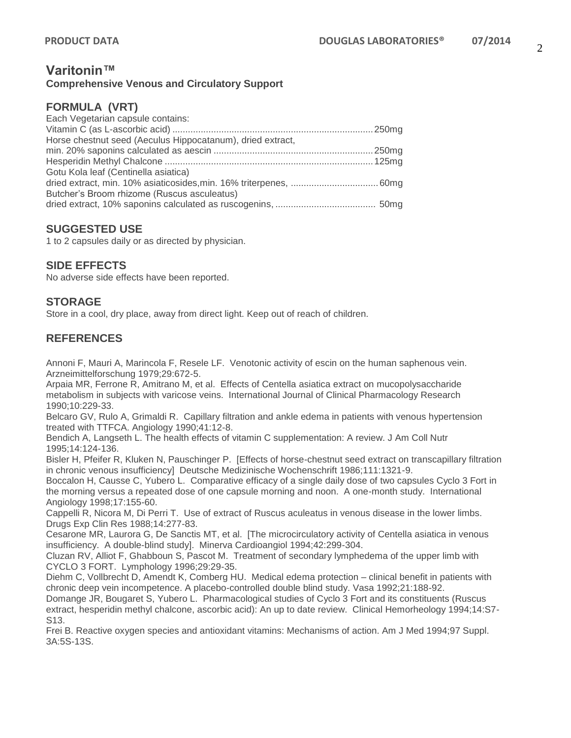# Varitonin™

**Comprehensive Venous and Circulatory Support**

## FORMULA (VRT)

Each Vegetarian capsule contains:

| Ingredient | Amount |
| --- | --- |
| Vitamin C (as L-ascorbic acid) | 250mg |
| Horse chestnut seed (Aeculus Hippocatanum), dried extract, min. 20% saponins calculated as aescin | 250mg |
| Hesperidin Methyl Chalcone | 125mg |
| Gotu Kola leaf (Centinella asiatica) dried extract, min. 10% asiaticosides,min. 16% triterpenes, | 60mg |
| Butcher's Broom rhizome (Ruscus asculeatus) dried extract, 10% saponins calculated as ruscogenins, | 50mg |

## SUGGESTED USE

1 to 2 capsules daily or as directed by physician.

## SIDE EFFECTS

No adverse side effects have been reported.

## STORAGE

Store in a cool, dry place, away from direct light. Keep out of reach of children.

## REFERENCES

Annoni F, Mauri A, Marincola F, Resele LF. Venotonic activity of escin on the human saphenous vein. Arzneimittelforschung 1979;29:672-5.

Arpaia MR, Ferrone R, Amitrano M, et al. Effects of Centella asiatica extract on mucopolysaccharide metabolism in subjects with varicose veins. International Journal of Clinical Pharmacology Research 1990;10:229-33.

Belcaro GV, Rulo A, Grimaldi R. Capillary filtration and ankle edema in patients with venous hypertension treated with TTFCA. Angiology 1990;41:12-8.

Bendich A, Langseth L. The health effects of vitamin C supplementation: A review. J Am Coll Nutr 1995;14:124-136.

Bisler H, Pfeifer R, Kluken N, Pauschinger P. [Effects of horse-chestnut seed extract on transcapillary filtration in chronic venous insufficiency] Deutsche Medizinische Wochenschrift 1986;111:1321-9.

Boccalon H, Causse C, Yubero L. Comparative efficacy of a single daily dose of two capsules Cyclo 3 Fort in the morning versus a repeated dose of one capsule morning and noon. A one-month study. International Angiology 1998;17:155-60.

Cappelli R, Nicora M, Di Perri T. Use of extract of Ruscus aculeatus in venous disease in the lower limbs. Drugs Exp Clin Res 1988;14:277-83.

Cesarone MR, Laurora G, De Sanctis MT, et al. [The microcirculatory activity of Centella asiatica in venous insufficiency. A double-blind study]. Minerva Cardioangiol 1994;42:299-304.

Cluzan RV, Alliot F, Ghabboun S, Pascot M. Treatment of secondary lymphedema of the upper limb with CYCLO 3 FORT. Lymphology 1996;29:29-35.

Diehm C, Vollbrecht D, Amendt K, Comberg HU. Medical edema protection – clinical benefit in patients with chronic deep vein incompetence. A placebo-controlled double blind study. Vasa 1992;21:188-92.

Domange JR, Bougaret S, Yubero L. Pharmacological studies of Cyclo 3 Fort and its constituents (Ruscus extract, hesperidin methyl chalcone, ascorbic acid): An up to date review. Clinical Hemorheology 1994;14:S7-S13.

Frei B. Reactive oxygen species and antioxidant vitamins: Mechanisms of action. Am J Med 1994;97 Suppl. 3A:5S-13S.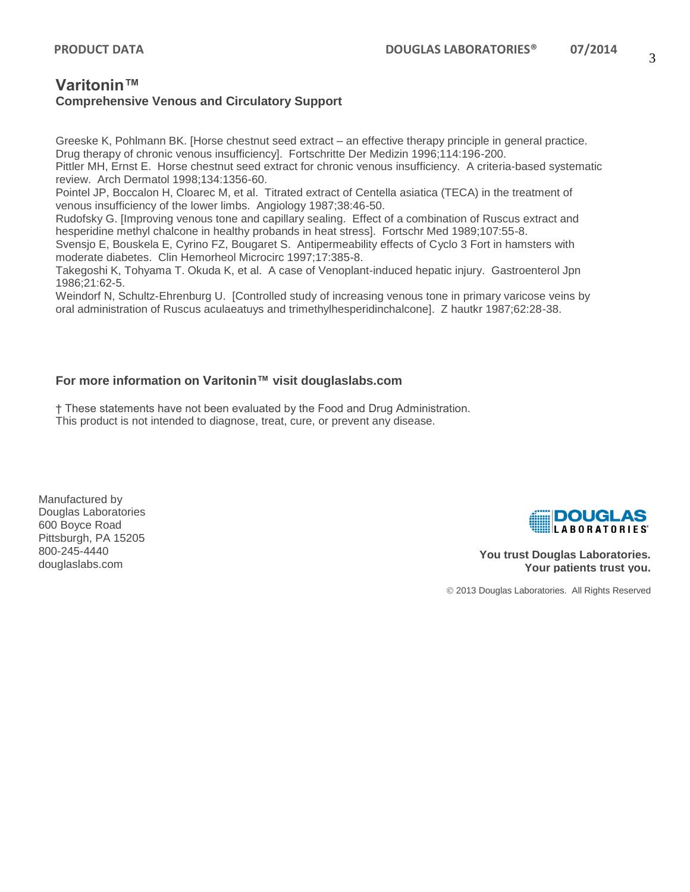# Varitonin™

**Comprehensive Venous and Circulatory Support**

Greeske K, Pohlmann BK. [Horse chestnut seed extract – an effective therapy principle in general practice. Drug therapy of chronic venous insufficiency]. Fortschritte Der Medizin 1996;114:196-200.

Pittler MH, Ernst E. Horse chestnut seed extract for chronic venous insufficiency. A criteria-based systematic review. Arch Dermatol 1998;134:1356-60.

Pointel JP, Boccalon H, Cloarec M, et al. Titrated extract of Centella asiatica (TECA) in the treatment of venous insufficiency of the lower limbs. Angiology 1987;38:46-50.

Rudofsky G. [Improving venous tone and capillary sealing. Effect of a combination of Ruscus extract and hesperidine methyl chalcone in healthy probands in heat stress]. Fortschr Med 1989;107:55-8.

Svensjo E, Bouskela E, Cyrino FZ, Bougaret S. Antipermeability effects of Cyclo 3 Fort in hamsters with moderate diabetes. Clin Hemorheol Microcirc 1997;17:385-8.

Takegoshi K, Tohyama T. Okuda K, et al. A case of Venoplant-induced hepatic injury. Gastroenterol Jpn 1986;21:62-5.

Weindorf N, Schultz-Ehrenburg U. [Controlled study of increasing venous tone in primary varicose veins by oral administration of Ruscus aculaeatuys and trimethylhesperidinchalcone]. Z hautkr 1987;62:28-38.

**For more information on Varitonin™ visit douglaslabs.com**

† These statements have not been evaluated by the Food and Drug Administration.
This product is not intended to diagnose, treat, cure, or prevent any disease.

Manufactured by
Douglas Laboratories
600 Boyce Road
Pittsburgh, PA 15205
800-245-4440
douglaslabs.com

DOUGLAS LABORATORIES®

**You trust Douglas Laboratories.**
**Your patients trust you.**

© 2013 Douglas Laboratories. All Rights Reserved